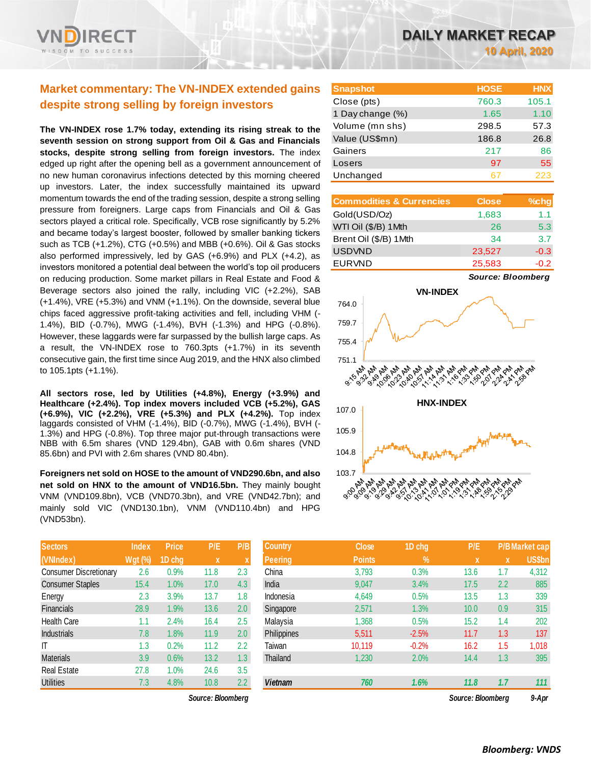# DAILY MARKET RECAP

**10 April, 2020**

## Market commentary: The VN-INDEX extended gains despite strong selling by foreign investors

**The VN-INDEX rose 1.7% today, extending its rising streak to the seventh session on strong support from Oil & Gas and Financials stocks, despite strong selling from foreign investors.** The index edged up right after the opening bell as a government announcement of no new human coronavirus infections detected by this morning cheered up investors. Later, the index successfully maintained its upward momentum towards the end of the trading session, despite a strong selling pressure from foreigners. Large caps from Financials and Oil & Gas sectors played a critical role. Specifically, VCB rose significantly by 5.2% and became today's largest booster, followed by smaller banking tickers such as TCB (+1.2%), CTG (+0.5%) and MBB (+0.6%). Oil & Gas stocks also performed impressively, led by GAS (+6.9%) and PLX (+4.2), as investors monitored a potential deal between the world's top oil producers on reducing production. Some market pillars in Real Estate and Food & Beverage sectors also joined the rally, including VIC (+2.2%), SAB (+1.4%), VRE (+5.3%) and VNM (+1.1%). On the downside, several blue chips faced aggressive profit-taking activities and fell, including VHM (-1.4%), BID (-0.7%), MWG (-1.4%), BVH (-1.3%) and HPG (-0.8%). However, these laggards were far surpassed by the bullish large caps. As a result, the VN-INDEX rose to 760.3pts (+1.7%) in its seventh consecutive gain, the first time since Aug 2019, and the HNX also climbed to 105.1pts (+1.1%).

**All sectors rose, led by Utilities (+4.8%), Energy (+3.9%) and Healthcare (+2.4%). Top index movers included VCB (+5.2%), GAS (+6.9%), VIC (+2.2%), VRE (+5.3%) and PLX (+4.2%).** Top index laggards consisted of VHM (-1.4%), BID (-0.7%), MWG (-1.4%), BVH (-1.3%) and HPG (-0.8%). Top three major put-through transactions were NBB with 6.5m shares (VND 129.4bn), GAB with 0.6m shares (VND 85.6bn) and PVI with 2.6m shares (VND 80.4bn).

**Foreigners net sold on HOSE to the amount of VND290.6bn, and also net sold on HNX to the amount of VND16.5bn.** They mainly bought VNM (VND109.8bn), VCB (VND70.3bn), and VRE (VND42.7bn); and mainly sold VIC (VND130.1bn), VNM (VND110.4bn) and HPG (VND53bn).

| Snapshot | HOSE | HNX |
|---|---|---|
| Close (pts) | 760.3 | 105.1 |
| 1 Day change (%) | 1.65 | 1.10 |
| Volume (mn shs) | 298.5 | 57.3 |
| Value (US$mn) | 186.8 | 26.8 |
| Gainers | 217 | 86 |
| Losers | 97 | 55 |
| Unchanged | 67 | 223 |

| Commodities & Currencies | Close | %chg |
|---|---|---|
| Gold(USD/Oz) | 1,683 | 1.1 |
| WTI Oil ($/B) 1Mth | 26 | 5.3 |
| Brent Oil ($/B) 1Mth | 34 | 3.7 |
| USDVND | 23,527 | -0.3 |
| EURVND | 25,583 | -0.2 |

*Source: Bloomberg*

| Sectors (VNIndex) | Index Wgt (%) | Price 1D chg | P/E x | P/B x |
|---|---|---|---|---|
| Consumer Discretionary | 2.6 | 0.9% | 11.8 | 2.3 |
| Consumer Staples | 15.4 | 1.0% | 17.0 | 4.3 |
| Energy | 2.3 | 3.9% | 13.7 | 1.8 |
| Financials | 28.9 | 1.9% | 13.6 | 2.0 |
| Health Care | 1.1 | 2.4% | 16.4 | 2.5 |
| Industrials | 7.8 | 1.8% | 11.9 | 2.0 |
| IT | 1.3 | 0.2% | 11.2 | 2.2 |
| Materials | 3.9 | 0.6% | 13.2 | 1.3 |
| Real Estate | 27.8 | 1.0% | 24.6 | 3.5 |
| Utilities | 7.3 | 4.8% | 10.8 | 2.2 |

*Source: Bloomberg*

| Country Peering | Close Points | 1D chg % | P/E x | P/B x | Market cap US$bn |
|---|---|---|---|---|---|
| China | 3,793 | 0.3% | 13.6 | 1.7 | 4,312 |
| India | 9,047 | 3.4% | 17.5 | 2.2 | 885 |
| Indonesia | 4,649 | 0.5% | 13.5 | 1.3 | 339 |
| Singapore | 2,571 | 1.3% | 10.0 | 0.9 | 315 |
| Malaysia | 1,368 | 0.5% | 15.2 | 1.4 | 202 |
| Philippines | 5,511 | -2.5% | 11.7 | 1.3 | 137 |
| Taiwan | 10,119 | -0.2% | 16.2 | 1.5 | 1,018 |
| Thailand | 1,230 | 2.0% | 14.4 | 1.3 | 395 |
| ***Vietnam*** | ***760*** | ***1.6%*** | ***11.8*** | ***1.7*** | ***111*** |

*Source: Bloomberg* *9-Apr*

***Bloomberg: VNDS***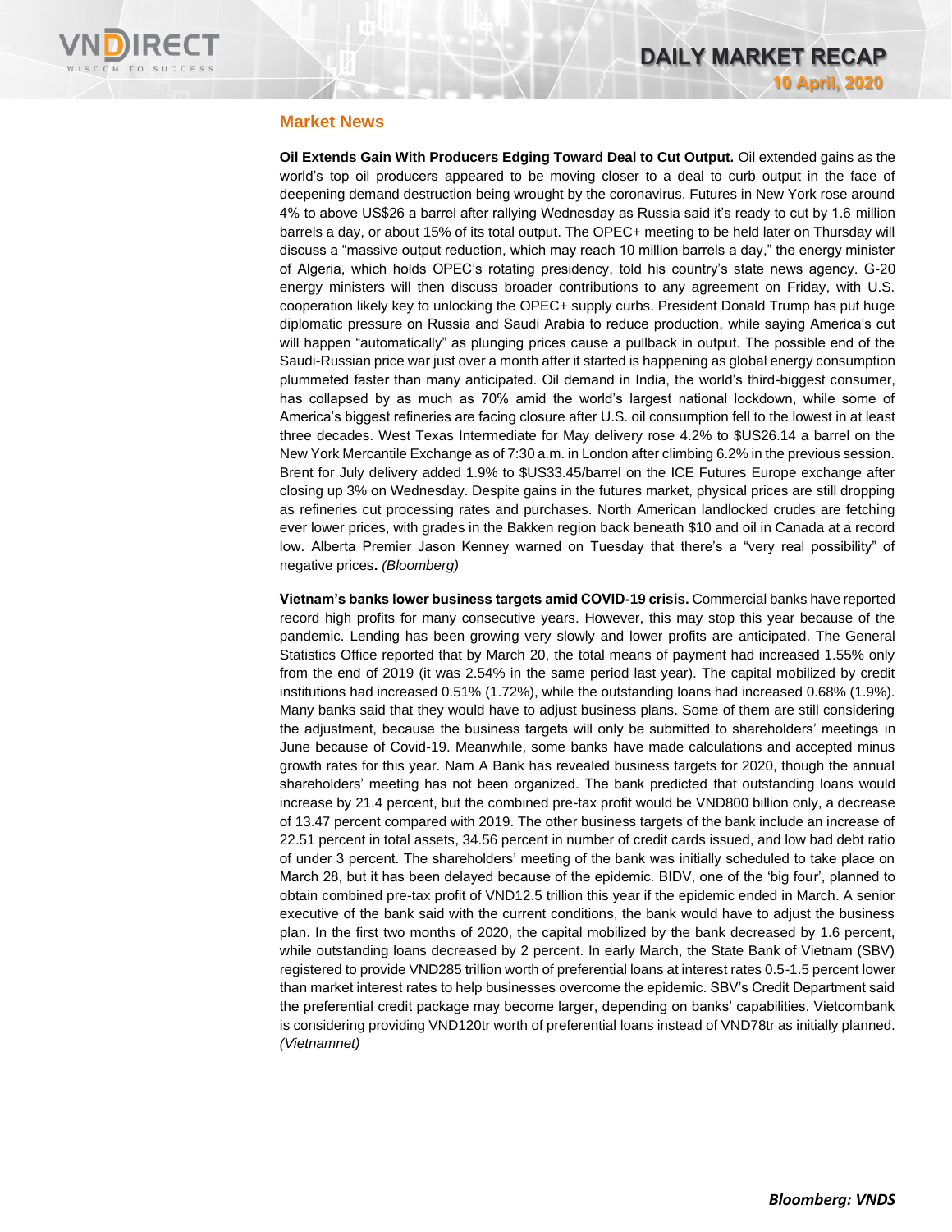## Market News

**Oil Extends Gain With Producers Edging Toward Deal to Cut Output.** Oil extended gains as the world's top oil producers appeared to be moving closer to a deal to curb output in the face of deepening demand destruction being wrought by the coronavirus. Futures in New York rose around 4% to above US$26 a barrel after rallying Wednesday as Russia said it's ready to cut by 1.6 million barrels a day, or about 15% of its total output. The OPEC+ meeting to be held later on Thursday will discuss a "massive output reduction, which may reach 10 million barrels a day," the energy minister of Algeria, which holds OPEC's rotating presidency, told his country's state news agency. G-20 energy ministers will then discuss broader contributions to any agreement on Friday, with U.S. cooperation likely key to unlocking the OPEC+ supply curbs. President Donald Trump has put huge diplomatic pressure on Russia and Saudi Arabia to reduce production, while saying America's cut will happen "automatically" as plunging prices cause a pullback in output. The possible end of the Saudi-Russian price war just over a month after it started is happening as global energy consumption plummeted faster than many anticipated. Oil demand in India, the world's third-biggest consumer, has collapsed by as much as 70% amid the world's largest national lockdown, while some of America's biggest refineries are facing closure after U.S. oil consumption fell to the lowest in at least three decades. West Texas Intermediate for May delivery rose 4.2% to $US26.14 a barrel on the New York Mercantile Exchange as of 7:30 a.m. in London after climbing 6.2% in the previous session. Brent for July delivery added 1.9% to $US33.45/barrel on the ICE Futures Europe exchange after closing up 3% on Wednesday. Despite gains in the futures market, physical prices are still dropping as refineries cut processing rates and purchases. North American landlocked crudes are fetching ever lower prices, with grades in the Bakken region back beneath $10 and oil in Canada at a record low. Alberta Premier Jason Kenney warned on Tuesday that there's a "very real possibility" of negative prices**.** *(Bloomberg)*

**Vietnam's banks lower business targets amid COVID-19 crisis.** Commercial banks have reported record high profits for many consecutive years. However, this may stop this year because of the pandemic. Lending has been growing very slowly and lower profits are anticipated. The General Statistics Office reported that by March 20, the total means of payment had increased 1.55% only from the end of 2019 (it was 2.54% in the same period last year). The capital mobilized by credit institutions had increased 0.51% (1.72%), while the outstanding loans had increased 0.68% (1.9%). Many banks said that they would have to adjust business plans. Some of them are still considering the adjustment, because the business targets will only be submitted to shareholders' meetings in June because of Covid-19. Meanwhile, some banks have made calculations and accepted minus growth rates for this year. Nam A Bank has revealed business targets for 2020, though the annual shareholders' meeting has not been organized. The bank predicted that outstanding loans would increase by 21.4 percent, but the combined pre-tax profit would be VND800 billion only, a decrease of 13.47 percent compared with 2019. The other business targets of the bank include an increase of 22.51 percent in total assets, 34.56 percent in number of credit cards issued, and low bad debt ratio of under 3 percent. The shareholders' meeting of the bank was initially scheduled to take place on March 28, but it has been delayed because of the epidemic. BIDV, one of the 'big four', planned to obtain combined pre-tax profit of VND12.5 trillion this year if the epidemic ended in March. A senior executive of the bank said with the current conditions, the bank would have to adjust the business plan. In the first two months of 2020, the capital mobilized by the bank decreased by 1.6 percent, while outstanding loans decreased by 2 percent. In early March, the State Bank of Vietnam (SBV) registered to provide VND285 trillion worth of preferential loans at interest rates 0.5-1.5 percent lower than market interest rates to help businesses overcome the epidemic. SBV's Credit Department said the preferential credit package may become larger, depending on banks' capabilities. Vietcombank is considering providing VND120tr worth of preferential loans instead of VND78tr as initially planned. *(Vietnamnet)*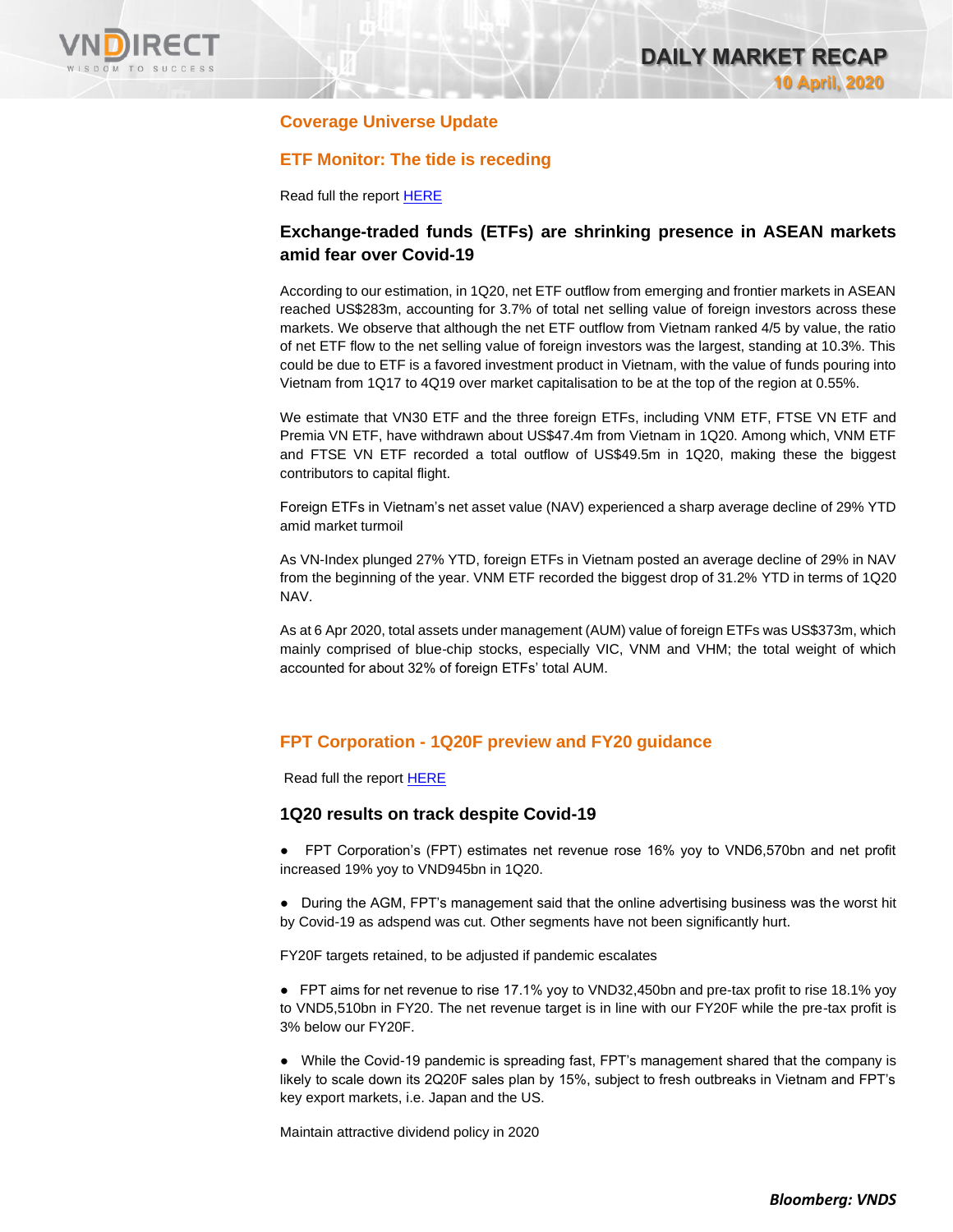## Coverage Universe Update

## ETF Monitor: The tide is receding

Read full the report [HERE]

### Exchange-traded funds (ETFs) are shrinking presence in ASEAN markets amid fear over Covid-19

According to our estimation, in 1Q20, net ETF outflow from emerging and frontier markets in ASEAN reached US$283m, accounting for 3.7% of total net selling value of foreign investors across these markets. We observe that although the net ETF outflow from Vietnam ranked 4/5 by value, the ratio of net ETF flow to the net selling value of foreign investors was the largest, standing at 10.3%. This could be due to ETF is a favored investment product in Vietnam, with the value of funds pouring into Vietnam from 1Q17 to 4Q19 over market capitalisation to be at the top of the region at 0.55%.

We estimate that VN30 ETF and the three foreign ETFs, including VNM ETF, FTSE VN ETF and Premia VN ETF, have withdrawn about US$47.4m from Vietnam in 1Q20. Among which, VNM ETF and FTSE VN ETF recorded a total outflow of US$49.5m in 1Q20, making these the biggest contributors to capital flight.

Foreign ETFs in Vietnam's net asset value (NAV) experienced a sharp average decline of 29% YTD amid market turmoil

As VN-Index plunged 27% YTD, foreign ETFs in Vietnam posted an average decline of 29% in NAV from the beginning of the year. VNM ETF recorded the biggest drop of 31.2% YTD in terms of 1Q20 NAV.

As at 6 Apr 2020, total assets under management (AUM) value of foreign ETFs was US$373m, which mainly comprised of blue-chip stocks, especially VIC, VNM and VHM; the total weight of which accounted for about 32% of foreign ETFs' total AUM.

## FPT Corporation - 1Q20F preview and FY20 guidance

Read full the report [HERE]

### 1Q20 results on track despite Covid-19

- FPT Corporation's (FPT) estimates net revenue rose 16% yoy to VND6,570bn and net profit increased 19% yoy to VND945bn in 1Q20.

- During the AGM, FPT's management said that the online advertising business was the worst hit by Covid-19 as adspend was cut. Other segments have not been significantly hurt.

FY20F targets retained, to be adjusted if pandemic escalates

- FPT aims for net revenue to rise 17.1% yoy to VND32,450bn and pre-tax profit to rise 18.1% yoy to VND5,510bn in FY20. The net revenue target is in line with our FY20F while the pre-tax profit is 3% below our FY20F.

- While the Covid-19 pandemic is spreading fast, FPT's management shared that the company is likely to scale down its 2Q20F sales plan by 15%, subject to fresh outbreaks in Vietnam and FPT's key export markets, i.e. Japan and the US.

Maintain attractive dividend policy in 2020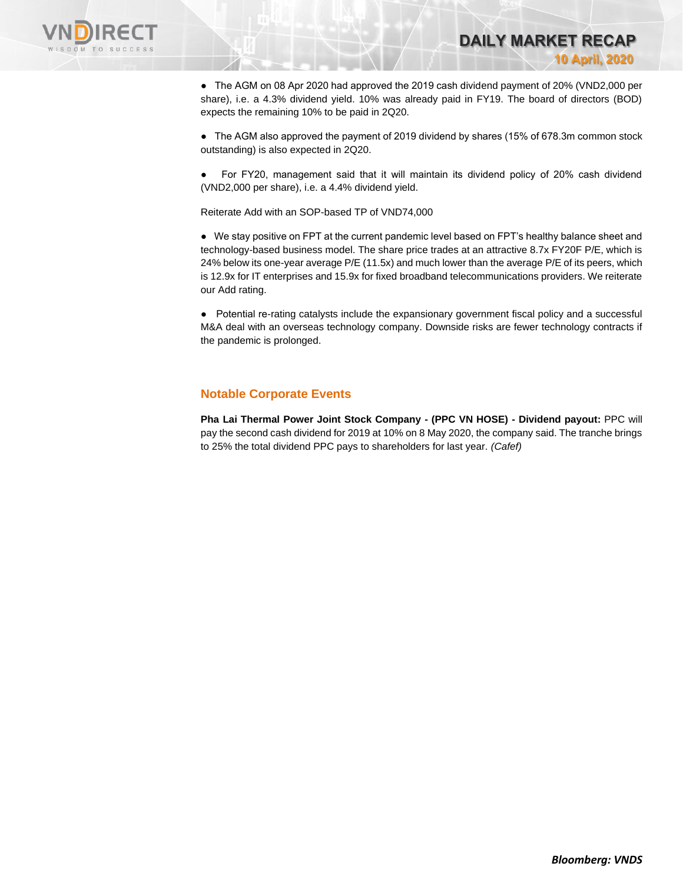- The AGM on 08 Apr 2020 had approved the 2019 cash dividend payment of 20% (VND2,000 per share), i.e. a 4.3% dividend yield. 10% was already paid in FY19. The board of directors (BOD) expects the remaining 10% to be paid in 2Q20.

- The AGM also approved the payment of 2019 dividend by shares (15% of 678.3m common stock outstanding) is also expected in 2Q20.

- For FY20, management said that it will maintain its dividend policy of 20% cash dividend (VND2,000 per share), i.e. a 4.4% dividend yield.

Reiterate Add with an SOP-based TP of VND74,000

- We stay positive on FPT at the current pandemic level based on FPT's healthy balance sheet and technology-based business model. The share price trades at an attractive 8.7x FY20F P/E, which is 24% below its one-year average P/E (11.5x) and much lower than the average P/E of its peers, which is 12.9x for IT enterprises and 15.9x for fixed broadband telecommunications providers. We reiterate our Add rating.

- Potential re-rating catalysts include the expansionary government fiscal policy and a successful M&A deal with an overseas technology company. Downside risks are fewer technology contracts if the pandemic is prolonged.

## Notable Corporate Events

**Pha Lai Thermal Power Joint Stock Company - (PPC VN HOSE) - Dividend payout:** PPC will pay the second cash dividend for 2019 at 10% on 8 May 2020, the company said. The tranche brings to 25% the total dividend PPC pays to shareholders for last year. *(Cafef)*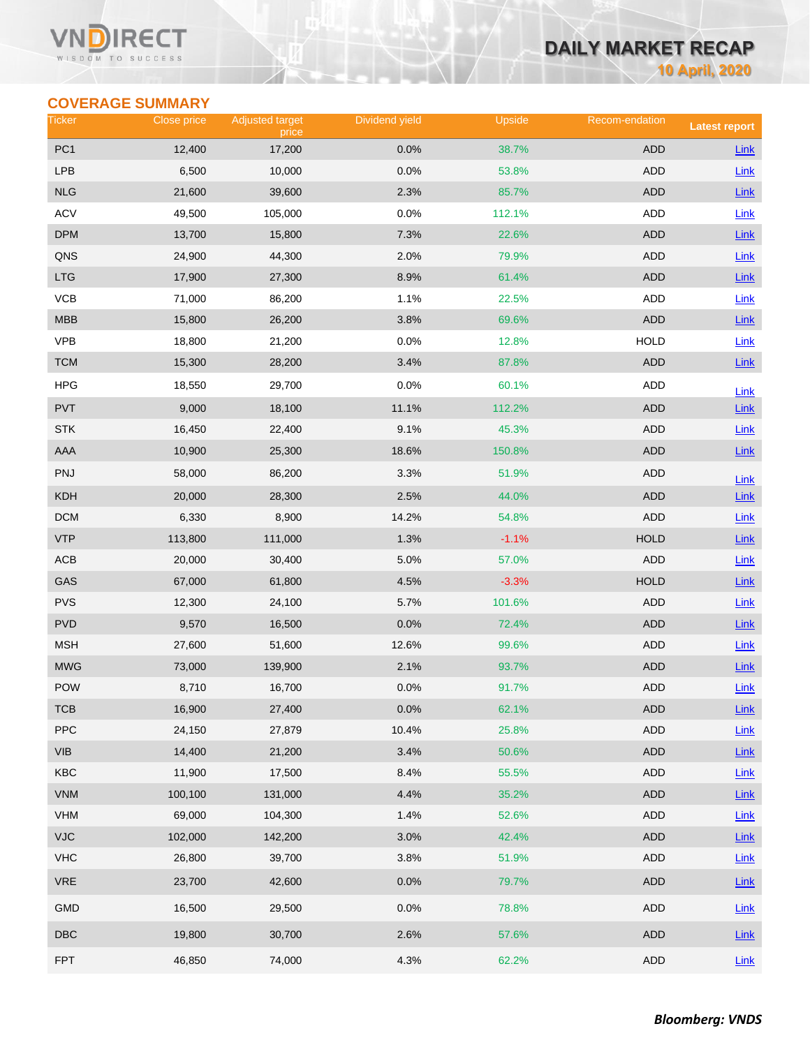## COVERAGE SUMMARY

| Ticker | Close price | Adjusted target price | Dividend yield | Upside | Recom-endation | Latest report |
|---|---|---|---|---|---|---|
| PC1 | 12,400 | 17,200 | 0.0% | 38.7% | ADD | Link |
| LPB | 6,500 | 10,000 | 0.0% | 53.8% | ADD | Link |
| NLG | 21,600 | 39,600 | 2.3% | 85.7% | ADD | Link |
| ACV | 49,500 | 105,000 | 0.0% | 112.1% | ADD | Link |
| DPM | 13,700 | 15,800 | 7.3% | 22.6% | ADD | Link |
| QNS | 24,900 | 44,300 | 2.0% | 79.9% | ADD | Link |
| LTG | 17,900 | 27,300 | 8.9% | 61.4% | ADD | Link |
| VCB | 71,000 | 86,200 | 1.1% | 22.5% | ADD | Link |
| MBB | 15,800 | 26,200 | 3.8% | 69.6% | ADD | Link |
| VPB | 18,800 | 21,200 | 0.0% | 12.8% | HOLD | Link |
| TCM | 15,300 | 28,200 | 3.4% | 87.8% | ADD | Link |
| HPG | 18,550 | 29,700 | 0.0% | 60.1% | ADD | Link |
| PVT | 9,000 | 18,100 | 11.1% | 112.2% | ADD | Link |
| STK | 16,450 | 22,400 | 9.1% | 45.3% | ADD | Link |
| AAA | 10,900 | 25,300 | 18.6% | 150.8% | ADD | Link |
| PNJ | 58,000 | 86,200 | 3.3% | 51.9% | ADD | Link |
| KDH | 20,000 | 28,300 | 2.5% | 44.0% | ADD | Link |
| DCM | 6,330 | 8,900 | 14.2% | 54.8% | ADD | Link |
| VTP | 113,800 | 111,000 | 1.3% | -1.1% | HOLD | Link |
| ACB | 20,000 | 30,400 | 5.0% | 57.0% | ADD | Link |
| GAS | 67,000 | 61,800 | 4.5% | -3.3% | HOLD | Link |
| PVS | 12,300 | 24,100 | 5.7% | 101.6% | ADD | Link |
| PVD | 9,570 | 16,500 | 0.0% | 72.4% | ADD | Link |
| MSH | 27,600 | 51,600 | 12.6% | 99.6% | ADD | Link |
| MWG | 73,000 | 139,900 | 2.1% | 93.7% | ADD | Link |
| POW | 8,710 | 16,700 | 0.0% | 91.7% | ADD | Link |
| TCB | 16,900 | 27,400 | 0.0% | 62.1% | ADD | Link |
| PPC | 24,150 | 27,879 | 10.4% | 25.8% | ADD | Link |
| VIB | 14,400 | 21,200 | 3.4% | 50.6% | ADD | Link |
| KBC | 11,900 | 17,500 | 8.4% | 55.5% | ADD | Link |
| VNM | 100,100 | 131,000 | 4.4% | 35.2% | ADD | Link |
| VHM | 69,000 | 104,300 | 1.4% | 52.6% | ADD | Link |
| VJC | 102,000 | 142,200 | 3.0% | 42.4% | ADD | Link |
| VHC | 26,800 | 39,700 | 3.8% | 51.9% | ADD | Link |
| VRE | 23,700 | 42,600 | 0.0% | 79.7% | ADD | Link |
| GMD | 16,500 | 29,500 | 0.0% | 78.8% | ADD | Link |
| DBC | 19,800 | 30,700 | 2.6% | 57.6% | ADD | Link |
| FPT | 46,850 | 74,000 | 4.3% | 62.2% | ADD | Link |

***Bloomberg: VNDS***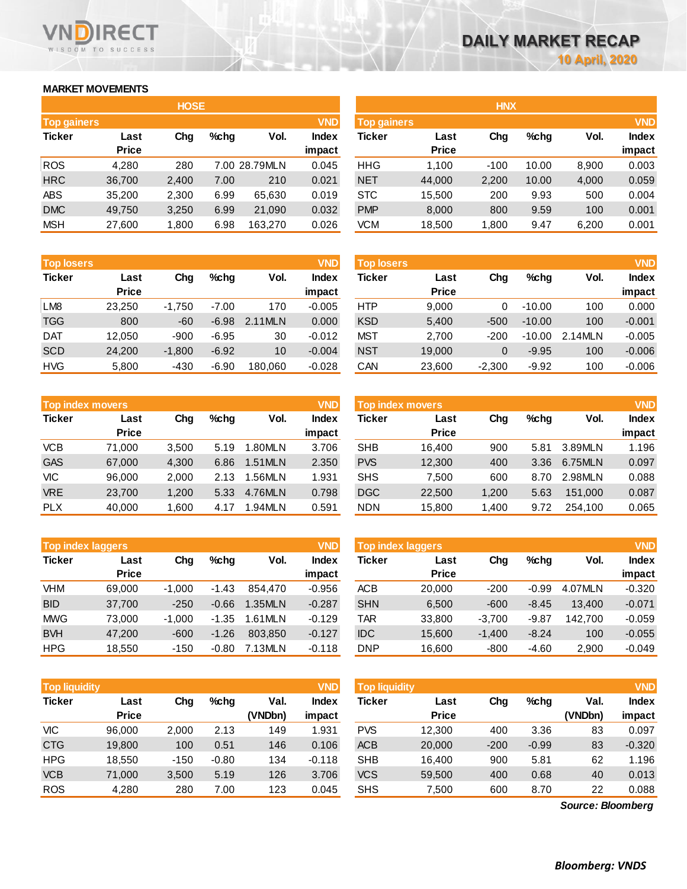# DAILY MARKET RECAP

10 April, 2020

## MARKET MOVEMENTS

### HOSE

| Top gainers | | | | | VND |
|---|---|---|---|---|---|
| Ticker | Last Price | Chg | %chg | Vol. | Index impact |
| ROS | 4,280 | 280 | 7.00 | 28.79MLN | 0.045 |
| HRC | 36,700 | 2,400 | 7.00 | 210 | 0.021 |
| ABS | 35,200 | 2,300 | 6.99 | 65,630 | 0.019 |
| DMC | 49,750 | 3,250 | 6.99 | 21,090 | 0.032 |
| MSH | 27,600 | 1,800 | 6.98 | 163,270 | 0.026 |

| Top losers | | | | | VND |
|---|---|---|---|---|---|
| Ticker | Last Price | Chg | %chg | Vol. | Index impact |
| LM8 | 23,250 | -1,750 | -7.00 | 170 | -0.005 |
| TGG | 800 | -60 | -6.98 | 2.11MLN | 0.000 |
| DAT | 12,050 | -900 | -6.95 | 30 | -0.012 |
| SCD | 24,200 | -1,800 | -6.92 | 10 | -0.004 |
| HVG | 5,800 | -430 | -6.90 | 180,060 | -0.028 |

| Top index movers | | | | | VND |
|---|---|---|---|---|---|
| Ticker | Last Price | Chg | %chg | Vol. | Index impact |
| VCB | 71,000 | 3,500 | 5.19 | 1.80MLN | 3.706 |
| GAS | 67,000 | 4,300 | 6.86 | 1.51MLN | 2.350 |
| VIC | 96,000 | 2,000 | 2.13 | 1.56MLN | 1.931 |
| VRE | 23,700 | 1,200 | 5.33 | 4.76MLN | 0.798 |
| PLX | 40,000 | 1,600 | 4.17 | 1.94MLN | 0.591 |

| Top index laggers | | | | | VND |
|---|---|---|---|---|---|
| Ticker | Last Price | Chg | %chg | Vol. | Index impact |
| VHM | 69,000 | -1,000 | -1.43 | 854,470 | -0.956 |
| BID | 37,700 | -250 | -0.66 | 1.35MLN | -0.287 |
| MWG | 73,000 | -1,000 | -1.35 | 1.61MLN | -0.129 |
| BVH | 47,200 | -600 | -1.26 | 803,850 | -0.127 |
| HPG | 18,550 | -150 | -0.80 | 7.13MLN | -0.118 |

| Top liquidity | | | | | VND |
|---|---|---|---|---|---|
| Ticker | Last Price | Chg | %chg | Val. (VNDbn) | Index impact |
| VIC | 96,000 | 2,000 | 2.13 | 149 | 1.931 |
| CTG | 19,800 | 100 | 0.51 | 146 | 0.106 |
| HPG | 18,550 | -150 | -0.80 | 134 | -0.118 |
| VCB | 71,000 | 3,500 | 5.19 | 126 | 3.706 |
| ROS | 4,280 | 280 | 7.00 | 123 | 0.045 |

### HNX

| Top gainers | | | | | VND |
|---|---|---|---|---|---|
| Ticker | Last Price | Chg | %chg | Vol. | Index impact |
| HHG | 1,100 | -100 | 10.00 | 8,900 | 0.003 |
| NET | 44,000 | 2,200 | 10.00 | 4,000 | 0.059 |
| STC | 15,500 | 200 | 9.93 | 500 | 0.004 |
| PMP | 8,000 | 800 | 9.59 | 100 | 0.001 |
| VCM | 18,500 | 1,800 | 9.47 | 6,200 | 0.001 |

| Top losers | | | | | VND |
|---|---|---|---|---|---|
| Ticker | Last Price | Chg | %chg | Vol. | Index impact |
| HTP | 9,000 | 0 | -10.00 | 100 | 0.000 |
| KSD | 5,400 | -500 | -10.00 | 100 | -0.001 |
| MST | 2,700 | -200 | -10.00 | 2.14MLN | -0.005 |
| NST | 19,000 | 0 | -9.95 | 100 | -0.006 |
| CAN | 23,600 | -2,300 | -9.92 | 100 | -0.006 |

| Top index movers | | | | | VND |
|---|---|---|---|---|---|
| Ticker | Last Price | Chg | %chg | Vol. | Index impact |
| SHB | 16,400 | 900 | 5.81 | 3.89MLN | 1.196 |
| PVS | 12,300 | 400 | 3.36 | 6.75MLN | 0.097 |
| SHS | 7,500 | 600 | 8.70 | 2.98MLN | 0.088 |
| DGC | 22,500 | 1,200 | 5.63 | 151,000 | 0.087 |
| NDN | 15,800 | 1,400 | 9.72 | 254,100 | 0.065 |

| Top index laggers | | | | | VND |
|---|---|---|---|---|---|
| Ticker | Last Price | Chg | %chg | Vol. | Index impact |
| ACB | 20,000 | -200 | -0.99 | 4.07MLN | -0.320 |
| SHN | 6,500 | -600 | -8.45 | 13,400 | -0.071 |
| TAR | 33,800 | -3,700 | -9.87 | 142,700 | -0.059 |
| IDC | 15,600 | -1,400 | -8.24 | 100 | -0.055 |
| DNP | 16,600 | -800 | -4.60 | 2,900 | -0.049 |

| Top liquidity | | | | | VND |
|---|---|---|---|---|---|
| Ticker | Last Price | Chg | %chg | Val. (VNDbn) | Index impact |
| PVS | 12,300 | 400 | 3.36 | 83 | 0.097 |
| ACB | 20,000 | -200 | -0.99 | 83 | -0.320 |
| SHB | 16,400 | 900 | 5.81 | 62 | 1.196 |
| VCS | 59,500 | 400 | 0.68 | 40 | 0.013 |
| SHS | 7,500 | 600 | 8.70 | 22 | 0.088 |

*Source: Bloomberg*

***Bloomberg: VNDS***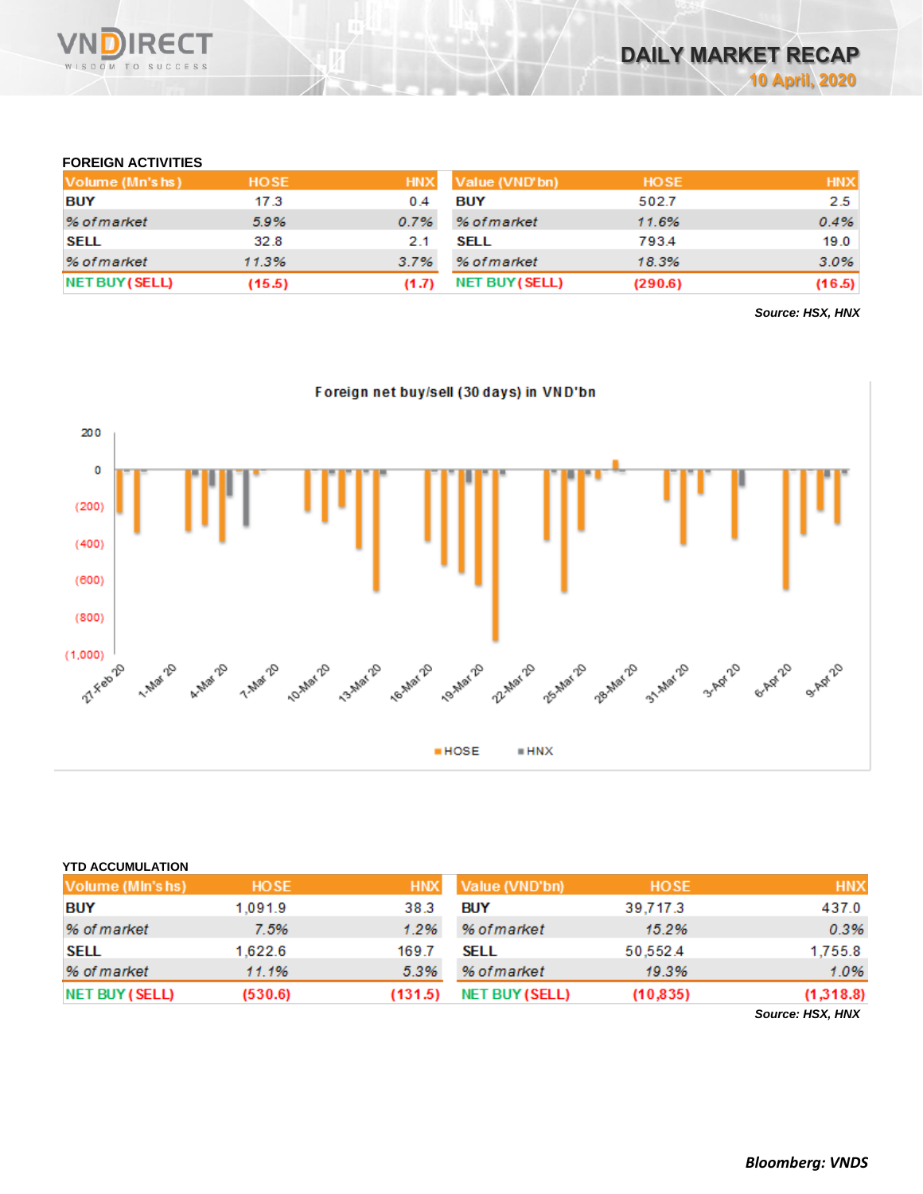## FOREIGN ACTIVITIES

| Volume (Mn'shs) | HOSE | HNX | Value (VND'bn) | HOSE | HNX |
|---|---|---|---|---|---|
| BUY | 17.3 | 0.4 | BUY | 502.7 | 2.5 |
| *% of market* | *5.9%* | *0.7%* | *% of market* | *11.6%* | *0.4%* |
| SELL | 32.8 | 2.1 | SELL | 793.4 | 19.0 |
| *% of market* | *11.3%* | *3.7%* | *% of market* | *18.3%* | *3.0%* |
| NET BUY (SELL) | (15.5) | (1.7) | NET BUY (SELL) | (290.6) | (16.5) |

***Source: HSX, HNX***

Foreign net buy/sell (30 days) in VND'bn

## YTD ACCUMULATION

| Value (Mln'shs) | HOSE | HNX | Value (VND'bn) | HOSE | HNX |
|---|---|---|---|---|---|
| BUY | 1,091.9 | 38.3 | BUY | 39,717.3 | 437.0 |
| *% of market* | *7.5%* | *1.2%* | *% of market* | *15.2%* | *0.3%* |
| SELL | 1,622.6 | 169.7 | SELL | 50,552.4 | 1,755.8 |
| *% of market* | *11.1%* | *5.3%* | *% of market* | *19.3%* | *1.0%* |
| NET BUY (SELL) | (530.6) | (131.5) | NET BUY (SELL) | (10,835) | (1,318.8) |

***Source: HSX, HNX***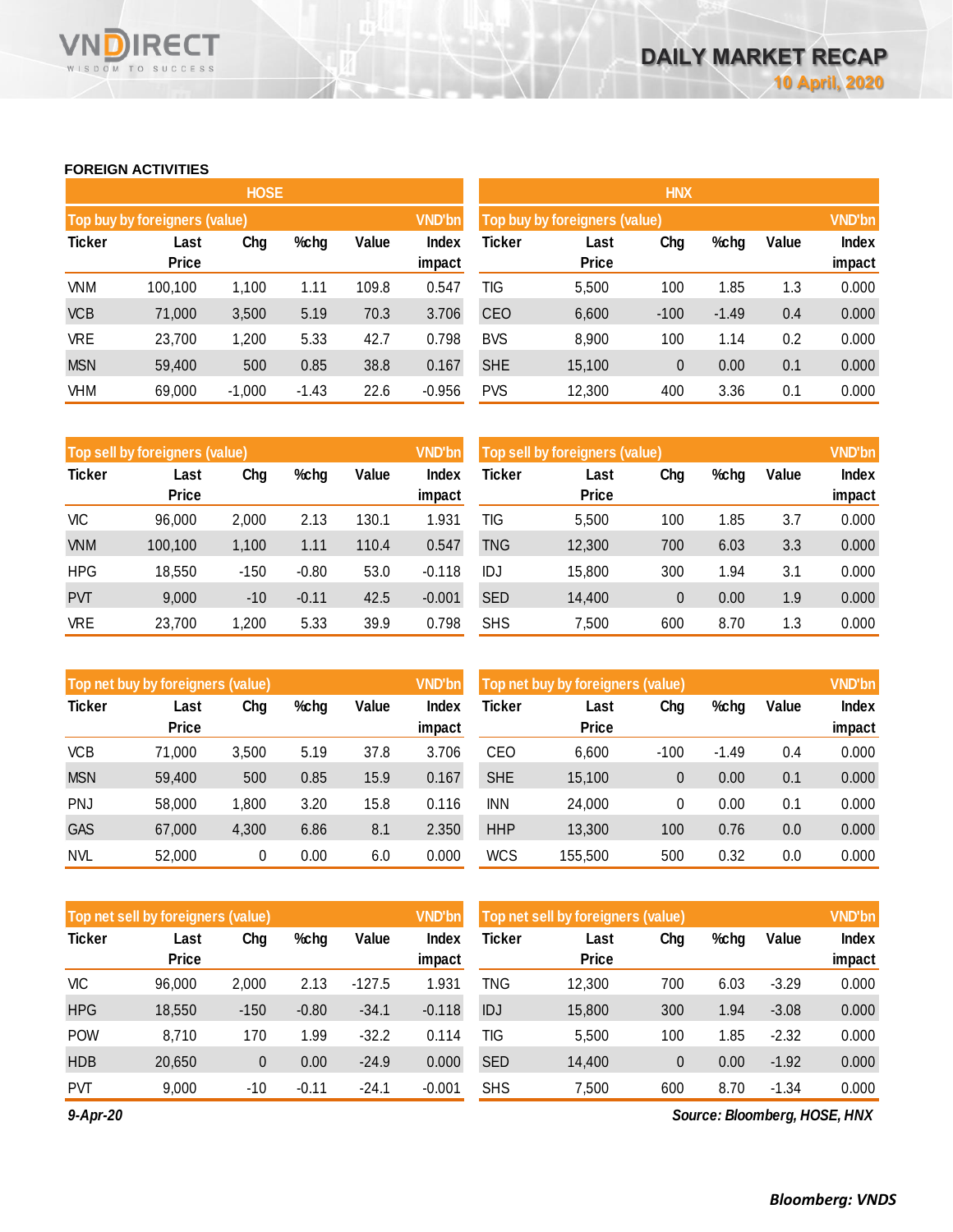## FOREIGN ACTIVITIES

### HOSE

**Top buy by foreigners (value)** — VND'bn

| Ticker | Last Price | Chg | %chg | Value | Index impact |
|---|---|---|---|---|---|
| VNM | 100,100 | 1,100 | 1.11 | 109.8 | 0.547 |
| VCB | 71,000 | 3,500 | 5.19 | 70.3 | 3.706 |
| VRE | 23,700 | 1,200 | 5.33 | 42.7 | 0.798 |
| MSN | 59,400 | 500 | 0.85 | 38.8 | 0.167 |
| VHM | 69,000 | -1,000 | -1.43 | 22.6 | -0.956 |

**Top sell by foreigners (value)** — VND'bn

| Ticker | Last Price | Chg | %chg | Value | Index impact |
|---|---|---|---|---|---|
| VIC | 96,000 | 2,000 | 2.13 | 130.1 | 1.931 |
| VNM | 100,100 | 1,100 | 1.11 | 110.4 | 0.547 |
| HPG | 18,550 | -150 | -0.80 | 53.0 | -0.118 |
| PVT | 9,000 | -10 | -0.11 | 42.5 | -0.001 |
| VRE | 23,700 | 1,200 | 5.33 | 39.9 | 0.798 |

**Top net buy by foreigners (value)** — VND'bn

| Ticker | Last Price | Chg | %chg | Value | Index impact |
|---|---|---|---|---|---|
| VCB | 71,000 | 3,500 | 5.19 | 37.8 | 3.706 |
| MSN | 59,400 | 500 | 0.85 | 15.9 | 0.167 |
| PNJ | 58,000 | 1,800 | 3.20 | 15.8 | 0.116 |
| GAS | 67,000 | 4,300 | 6.86 | 8.1 | 2.350 |
| NVL | 52,000 | 0 | 0.00 | 6.0 | 0.000 |

**Top net sell by foreigners (value)** — VND'bn

| Ticker | Last Price | Chg | %chg | Value | Index impact |
|---|---|---|---|---|---|
| VIC | 96,000 | 2,000 | 2.13 | -127.5 | 1.931 |
| HPG | 18,550 | -150 | -0.80 | -34.1 | -0.118 |
| POW | 8,710 | 170 | 1.99 | -32.2 | 0.114 |
| HDB | 20,650 | 0 | 0.00 | -24.9 | 0.000 |
| PVT | 9,000 | -10 | -0.11 | -24.1 | -0.001 |

### HNX

**Top buy by foreigners (value)** — VND'bn

| Ticker | Last Price | Chg | %chg | Value | Index impact |
|---|---|---|---|---|---|
| TIG | 5,500 | 100 | 1.85 | 1.3 | 0.000 |
| CEO | 6,600 | -100 | -1.49 | 0.4 | 0.000 |
| BVS | 8,900 | 100 | 1.14 | 0.2 | 0.000 |
| SHE | 15,100 | 0 | 0.00 | 0.1 | 0.000 |
| PVS | 12,300 | 400 | 3.36 | 0.1 | 0.000 |

**Top sell by foreigners (value)** — VND'bn

| Ticker | Last Price | Chg | %chg | Value | Index impact |
|---|---|---|---|---|---|
| TIG | 5,500 | 100 | 1.85 | 3.7 | 0.000 |
| TNG | 12,300 | 700 | 6.03 | 3.3 | 0.000 |
| IDJ | 15,800 | 300 | 1.94 | 3.1 | 0.000 |
| SED | 14,400 | 0 | 0.00 | 1.9 | 0.000 |
| SHS | 7,500 | 600 | 8.70 | 1.3 | 0.000 |

**Top net buy by foreigners (value)** — VND'bn

| Ticker | Last Price | Chg | %chg | Value | Index impact |
|---|---|---|---|---|---|
| CEO | 6,600 | -100 | -1.49 | 0.4 | 0.000 |
| SHE | 15,100 | 0 | 0.00 | 0.1 | 0.000 |
| INN | 24,000 | 0 | 0.00 | 0.1 | 0.000 |
| HHP | 13,300 | 100 | 0.76 | 0.0 | 0.000 |
| WCS | 155,500 | 500 | 0.32 | 0.0 | 0.000 |

**Top net sell by foreigners (value)** — VND'bn

| Ticker | Last Price | Chg | %chg | Value | Index impact |
|---|---|---|---|---|---|
| TNG | 12,300 | 700 | 6.03 | -3.29 | 0.000 |
| IDJ | 15,800 | 300 | 1.94 | -3.08 | 0.000 |
| TIG | 5,500 | 100 | 1.85 | -2.32 | 0.000 |
| SED | 14,400 | 0 | 0.00 | -1.92 | 0.000 |
| SHS | 7,500 | 600 | 8.70 | -1.34 | 0.000 |

*9-Apr-20*

*Source: Bloomberg, HOSE, HNX*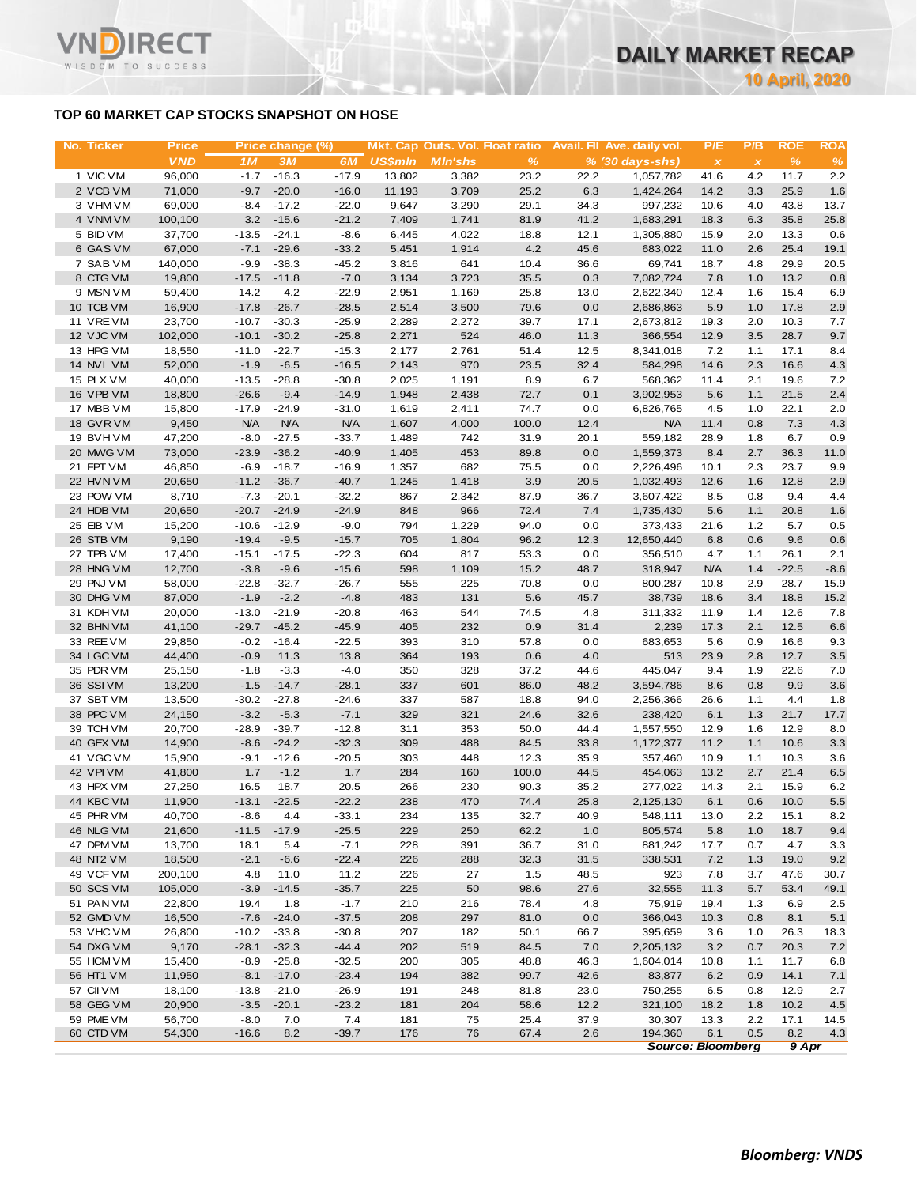## TOP 60 MARKET CAP STOCKS SNAPSHOT ON HOSE

| No. | Ticker | Price | Price change (%) | | | Mkt. Cap | Outs. Vol. | Float ratio | Avail. Fll | Ave. daily vol. | P/E | P/B | ROE | ROA |
|---|---|---|---|---|---|---|---|---|---|---|---|---|---|---|
| | | VND | 1M | 3M | 6M | US$mln | Mln'shs | % | % | (30 days-shs) | x | x | % | % |
| 1 | VIC VM | 96,000 | -1.7 | -16.3 | -17.9 | 13,802 | 3,382 | 23.2 | 22.2 | 1,057,782 | 41.6 | 4.2 | 11.7 | 2.2 |
| 2 | VCB VM | 71,000 | -9.7 | -20.0 | -16.0 | 11,193 | 3,709 | 25.2 | 6.3 | 1,424,264 | 14.2 | 3.3 | 25.9 | 1.6 |
| 3 | VHM VM | 69,000 | -8.4 | -17.2 | -22.0 | 9,647 | 3,290 | 29.1 | 34.3 | 997,232 | 10.6 | 4.0 | 43.8 | 13.7 |
| 4 | VNM VM | 100,100 | 3.2 | -15.6 | -21.2 | 7,409 | 1,741 | 81.9 | 41.2 | 1,683,291 | 18.3 | 6.3 | 35.8 | 25.8 |
| 5 | BID VM | 37,700 | -13.5 | -24.1 | -8.6 | 6,445 | 4,022 | 18.8 | 12.1 | 1,305,880 | 15.9 | 2.0 | 13.3 | 0.6 |
| 6 | GAS VM | 67,000 | -7.1 | -29.6 | -33.2 | 5,451 | 1,914 | 4.2 | 45.6 | 683,022 | 11.0 | 2.6 | 25.4 | 19.1 |
| 7 | SAB VM | 140,000 | -9.9 | -38.3 | -45.2 | 3,816 | 641 | 10.4 | 36.6 | 69,741 | 18.7 | 4.8 | 29.9 | 20.5 |
| 8 | CTG VM | 19,800 | -17.5 | -11.8 | -7.0 | 3,134 | 3,723 | 35.5 | 0.3 | 7,082,724 | 7.8 | 1.0 | 13.2 | 0.8 |
| 9 | MSN VM | 59,400 | 14.2 | 4.2 | -22.9 | 2,951 | 1,169 | 25.8 | 13.0 | 2,622,340 | 12.4 | 1.6 | 15.4 | 6.9 |
| 10 | TCB VM | 16,900 | -17.8 | -26.7 | -28.5 | 2,514 | 3,500 | 79.6 | 0.0 | 2,686,863 | 5.9 | 1.0 | 17.8 | 2.9 |
| 11 | VRE VM | 23,700 | -10.7 | -30.3 | -25.9 | 2,289 | 2,272 | 39.7 | 17.1 | 2,673,812 | 19.3 | 2.0 | 10.3 | 7.7 |
| 12 | VJC VM | 102,000 | -10.1 | -30.2 | -25.8 | 2,271 | 524 | 46.0 | 11.3 | 366,554 | 12.9 | 3.5 | 28.7 | 9.7 |
| 13 | HPG VM | 18,550 | -11.0 | -22.7 | -15.3 | 2,177 | 2,761 | 51.4 | 12.5 | 8,341,018 | 7.2 | 1.1 | 17.1 | 8.4 |
| 14 | NVL VM | 52,000 | -1.9 | -6.5 | -16.5 | 2,143 | 970 | 23.5 | 32.4 | 584,298 | 14.6 | 2.3 | 16.6 | 4.3 |
| 15 | PLX VM | 40,000 | -13.5 | -28.8 | -30.8 | 2,025 | 1,191 | 8.9 | 6.7 | 568,362 | 11.4 | 2.1 | 19.6 | 7.2 |
| 16 | VPB VM | 18,800 | -26.6 | -9.4 | -14.9 | 1,948 | 2,438 | 72.7 | 0.1 | 3,902,953 | 5.6 | 1.1 | 21.5 | 2.4 |
| 17 | MBB VM | 15,800 | -17.9 | -24.9 | -31.0 | 1,619 | 2,411 | 74.7 | 0.0 | 6,826,765 | 4.5 | 1.0 | 22.1 | 2.0 |
| 18 | GVR VM | 9,450 | N/A | N/A | N/A | 1,607 | 4,000 | 100.0 | 12.4 | N/A | 11.4 | 0.8 | 7.3 | 4.3 |
| 19 | BVH VM | 47,200 | -8.0 | -27.5 | -33.7 | 1,489 | 742 | 31.9 | 20.1 | 559,182 | 28.9 | 1.8 | 6.7 | 0.9 |
| 20 | MWG VM | 73,000 | -23.9 | -36.2 | -40.9 | 1,405 | 453 | 89.8 | 0.0 | 1,559,373 | 8.4 | 2.7 | 36.3 | 11.0 |
| 21 | FPT VM | 46,850 | -6.9 | -18.7 | -16.9 | 1,357 | 682 | 75.5 | 0.0 | 2,226,496 | 10.1 | 2.3 | 23.7 | 9.9 |
| 22 | HVN VM | 20,650 | -11.2 | -36.7 | -40.7 | 1,245 | 1,418 | 3.9 | 20.5 | 1,032,493 | 12.6 | 1.6 | 12.8 | 2.9 |
| 23 | POW VM | 8,710 | -7.3 | -20.1 | -32.2 | 867 | 2,342 | 87.9 | 36.7 | 3,607,422 | 8.5 | 0.8 | 9.4 | 4.4 |
| 24 | HDB VM | 20,650 | -20.7 | -24.9 | -24.9 | 848 | 966 | 72.4 | 7.4 | 1,735,430 | 5.6 | 1.1 | 20.8 | 1.6 |
| 25 | EIB VM | 15,200 | -10.6 | -12.9 | -9.0 | 794 | 1,229 | 94.0 | 0.0 | 373,433 | 21.6 | 1.2 | 5.7 | 0.5 |
| 26 | STB VM | 9,190 | -19.4 | -9.5 | -15.7 | 705 | 1,804 | 96.2 | 12.3 | 12,650,440 | 6.8 | 0.6 | 9.6 | 0.6 |
| 27 | TPB VM | 17,400 | -15.1 | -17.5 | -22.3 | 604 | 817 | 53.3 | 0.0 | 356,510 | 4.7 | 1.1 | 26.1 | 2.1 |
| 28 | HNG VM | 12,700 | -3.8 | -9.6 | -15.6 | 598 | 1,109 | 15.2 | 48.7 | 318,947 | N/A | 1.4 | -22.5 | -8.6 |
| 29 | PNJ VM | 58,000 | -22.8 | -32.7 | -26.7 | 555 | 225 | 70.8 | 0.0 | 800,287 | 10.8 | 2.9 | 28.7 | 15.9 |
| 30 | DHG VM | 87,000 | -1.9 | -2.2 | -4.8 | 483 | 131 | 5.6 | 45.7 | 38,739 | 18.6 | 3.4 | 18.8 | 15.2 |
| 31 | KDH VM | 20,000 | -13.0 | -21.9 | -20.8 | 463 | 544 | 74.5 | 4.8 | 311,332 | 11.9 | 1.4 | 12.6 | 7.8 |
| 32 | BHN VM | 41,100 | -29.7 | -45.2 | -45.9 | 405 | 232 | 0.9 | 31.4 | 2,239 | 17.3 | 2.1 | 12.5 | 6.6 |
| 33 | REE VM | 29,850 | -0.2 | -16.4 | -22.5 | 393 | 310 | 57.8 | 0.0 | 683,653 | 5.6 | 0.9 | 16.6 | 9.3 |
| 34 | LGC VM | 44,400 | -0.9 | 11.3 | 13.8 | 364 | 193 | 0.6 | 4.0 | 513 | 23.9 | 2.8 | 12.7 | 3.5 |
| 35 | PDR VM | 25,150 | -1.8 | -3.3 | -4.0 | 350 | 328 | 37.2 | 44.6 | 445,047 | 9.4 | 1.9 | 22.6 | 7.0 |
| 36 | SSI VM | 13,200 | -1.5 | -14.7 | -28.1 | 337 | 601 | 86.0 | 48.2 | 3,594,786 | 8.6 | 0.8 | 9.9 | 3.6 |
| 37 | SBT VM | 13,500 | -30.2 | -27.8 | -24.6 | 337 | 587 | 18.8 | 94.0 | 2,256,366 | 26.6 | 1.1 | 4.4 | 1.8 |
| 38 | PPC VM | 24,150 | -3.2 | -5.3 | -7.1 | 329 | 321 | 24.6 | 32.6 | 238,420 | 6.1 | 1.3 | 21.7 | 17.7 |
| 39 | TCH VM | 20,700 | -28.9 | -39.7 | -12.8 | 311 | 353 | 50.0 | 44.4 | 1,557,550 | 12.9 | 1.6 | 12.9 | 8.0 |
| 40 | GEX VM | 14,900 | -8.6 | -24.2 | -32.3 | 309 | 488 | 84.5 | 33.8 | 1,172,377 | 11.2 | 1.1 | 10.6 | 3.3 |
| 41 | VGC VM | 15,900 | -9.1 | -12.6 | -20.5 | 303 | 448 | 12.3 | 35.9 | 357,460 | 10.9 | 1.1 | 10.3 | 3.6 |
| 42 | VPI VM | 41,800 | 1.7 | -1.2 | 1.7 | 284 | 160 | 100.0 | 44.5 | 454,063 | 13.2 | 2.7 | 21.4 | 6.5 |
| 43 | HPX VM | 27,250 | 16.5 | 18.7 | 20.5 | 266 | 230 | 90.3 | 35.2 | 277,022 | 14.3 | 2.1 | 15.9 | 6.2 |
| 44 | KBC VM | 11,900 | -13.1 | -22.5 | -22.2 | 238 | 470 | 74.4 | 25.8 | 2,125,130 | 6.1 | 0.6 | 10.0 | 5.5 |
| 45 | PHR VM | 40,700 | -8.6 | 4.4 | -33.1 | 234 | 135 | 32.7 | 40.9 | 548,111 | 13.0 | 2.2 | 15.1 | 8.2 |
| 46 | NLG VM | 21,600 | -11.5 | -17.9 | -25.5 | 229 | 250 | 62.2 | 1.0 | 805,574 | 5.8 | 1.0 | 18.7 | 9.4 |
| 47 | DPM VM | 13,700 | 18.1 | 5.4 | -7.1 | 228 | 391 | 36.7 | 31.0 | 881,242 | 17.7 | 0.7 | 4.7 | 3.3 |
| 48 | NT2 VM | 18,500 | -2.1 | -6.6 | -22.4 | 226 | 288 | 32.3 | 31.5 | 338,531 | 7.2 | 1.3 | 19.0 | 9.2 |
| 49 | VCF VM | 200,100 | 4.8 | 11.0 | 11.2 | 226 | 27 | 1.5 | 48.5 | 923 | 7.8 | 3.7 | 47.6 | 30.7 |
| 50 | SCS VM | 105,000 | -3.9 | -14.5 | -35.7 | 225 | 50 | 98.6 | 27.6 | 32,555 | 11.3 | 5.7 | 53.4 | 49.1 |
| 51 | PAN VM | 22,800 | 19.4 | 1.8 | -1.7 | 210 | 216 | 78.4 | 4.8 | 75,919 | 19.4 | 1.3 | 6.9 | 2.5 |
| 52 | GMD VM | 16,500 | -7.6 | -24.0 | -37.5 | 208 | 297 | 81.0 | 0.0 | 366,043 | 10.3 | 0.8 | 8.1 | 5.1 |
| 53 | VHC VM | 26,800 | -10.2 | -33.8 | -30.8 | 207 | 182 | 50.1 | 66.7 | 395,659 | 3.6 | 1.0 | 26.3 | 18.3 |
| 54 | DXG VM | 9,170 | -28.1 | -32.3 | -44.4 | 202 | 519 | 84.5 | 7.0 | 2,205,132 | 3.2 | 0.7 | 20.3 | 7.2 |
| 55 | HCM VM | 15,400 | -8.9 | -25.8 | -32.5 | 200 | 305 | 48.8 | 46.3 | 1,604,014 | 10.8 | 1.1 | 11.7 | 6.8 |
| 56 | HT1 VM | 11,950 | -8.1 | -17.0 | -23.4 | 194 | 382 | 99.7 | 42.6 | 83,877 | 6.2 | 0.9 | 14.1 | 7.1 |
| 57 | CII VM | 18,100 | -13.8 | -21.0 | -26.9 | 191 | 248 | 81.8 | 23.0 | 750,255 | 6.5 | 0.8 | 12.9 | 2.7 |
| 58 | GEG VM | 20,900 | -3.5 | -20.1 | -23.2 | 181 | 204 | 58.6 | 12.2 | 321,100 | 18.2 | 1.8 | 10.2 | 4.5 |
| 59 | PME VM | 56,700 | -8.0 | 7.0 | 7.4 | 181 | 75 | 25.4 | 37.9 | 30,307 | 13.3 | 2.2 | 17.1 | 14.5 |
| 60 | CTD VM | 54,300 | -16.6 | 8.2 | -39.7 | 176 | 76 | 67.4 | 2.6 | 194,360 | 6.1 | 0.5 | 8.2 | 4.3 |

Source: Bloomberg, 9 Apr

*Bloomberg: VNDS*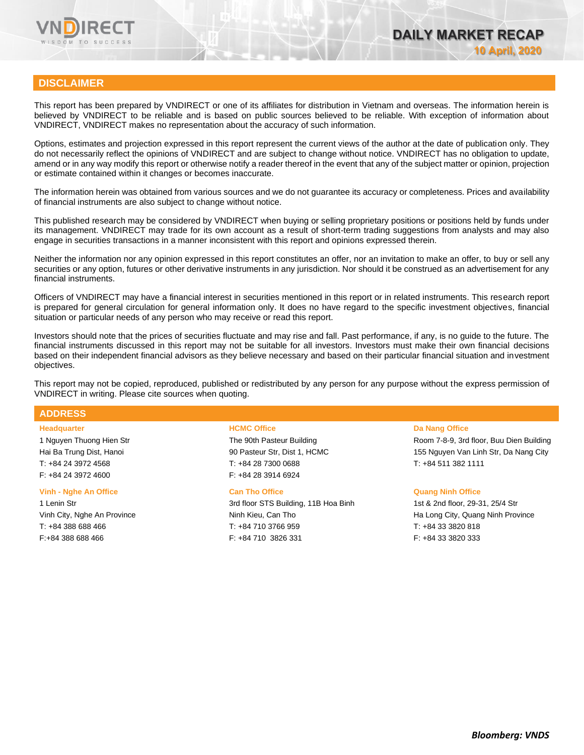## DISCLAIMER

This report has been prepared by VNDIRECT or one of its affiliates for distribution in Vietnam and overseas. The information herein is believed by VNDIRECT to be reliable and is based on public sources believed to be reliable. With exception of information about VNDIRECT, VNDIRECT makes no representation about the accuracy of such information.

Options, estimates and projection expressed in this report represent the current views of the author at the date of publication only. They do not necessarily reflect the opinions of VNDIRECT and are subject to change without notice. VNDIRECT has no obligation to update, amend or in any way modify this report or otherwise notify a reader thereof in the event that any of the subject matter or opinion, projection or estimate contained within it changes or becomes inaccurate.

The information herein was obtained from various sources and we do not guarantee its accuracy or completeness. Prices and availability of financial instruments are also subject to change without notice.

This published research may be considered by VNDIRECT when buying or selling proprietary positions or positions held by funds under its management. VNDIRECT may trade for its own account as a result of short-term trading suggestions from analysts and may also engage in securities transactions in a manner inconsistent with this report and opinions expressed therein.

Neither the information nor any opinion expressed in this report constitutes an offer, nor an invitation to make an offer, to buy or sell any securities or any option, futures or other derivative instruments in any jurisdiction. Nor should it be construed as an advertisement for any financial instruments.

Officers of VNDIRECT may have a financial interest in securities mentioned in this report or in related instruments. This research report is prepared for general circulation for general information only. It does no have regard to the specific investment objectives, financial situation or particular needs of any person who may receive or read this report.

Investors should note that the prices of securities fluctuate and may rise and fall. Past performance, if any, is no guide to the future. The financial instruments discussed in this report may not be suitable for all investors. Investors must make their own financial decisions based on their independent financial advisors as they believe necessary and based on their particular financial situation and investment objectives.

This report may not be copied, reproduced, published or redistributed by any person for any purpose without the express permission of VNDIRECT in writing. Please cite sources when quoting.

## ADDRESS

**Headquarter**
1 Nguyen Thuong Hien Str
Hai Ba Trung Dist, Hanoi
T: +84 24 3972 4568
F: +84 24 3972 4600

**HCMC Office**
The 90th Pasteur Building
90 Pasteur Str, Dist 1, HCMC
T: +84 28 7300 0688
F: +84 28 3914 6924

**Da Nang Office**
Room 7-8-9, 3rd floor, Buu Dien Building
155 Nguyen Van Linh Str, Da Nang City
T: +84 511 382 1111

**Vinh - Nghe An Office**
1 Lenin Str
Vinh City, Nghe An Province
T: +84 388 688 466
F:+84 388 688 466

**Can Tho Office**
3rd floor STS Building, 11B Hoa Binh
Ninh Kieu, Can Tho
T: +84 710 3766 959
F: +84 710 3826 331

**Quang Ninh Office**
1st & 2nd floor, 29-31, 25/4 Str
Ha Long City, Quang Ninh Province
T: +84 33 3820 818
F: +84 33 3820 333

***Bloomberg: VNDS***